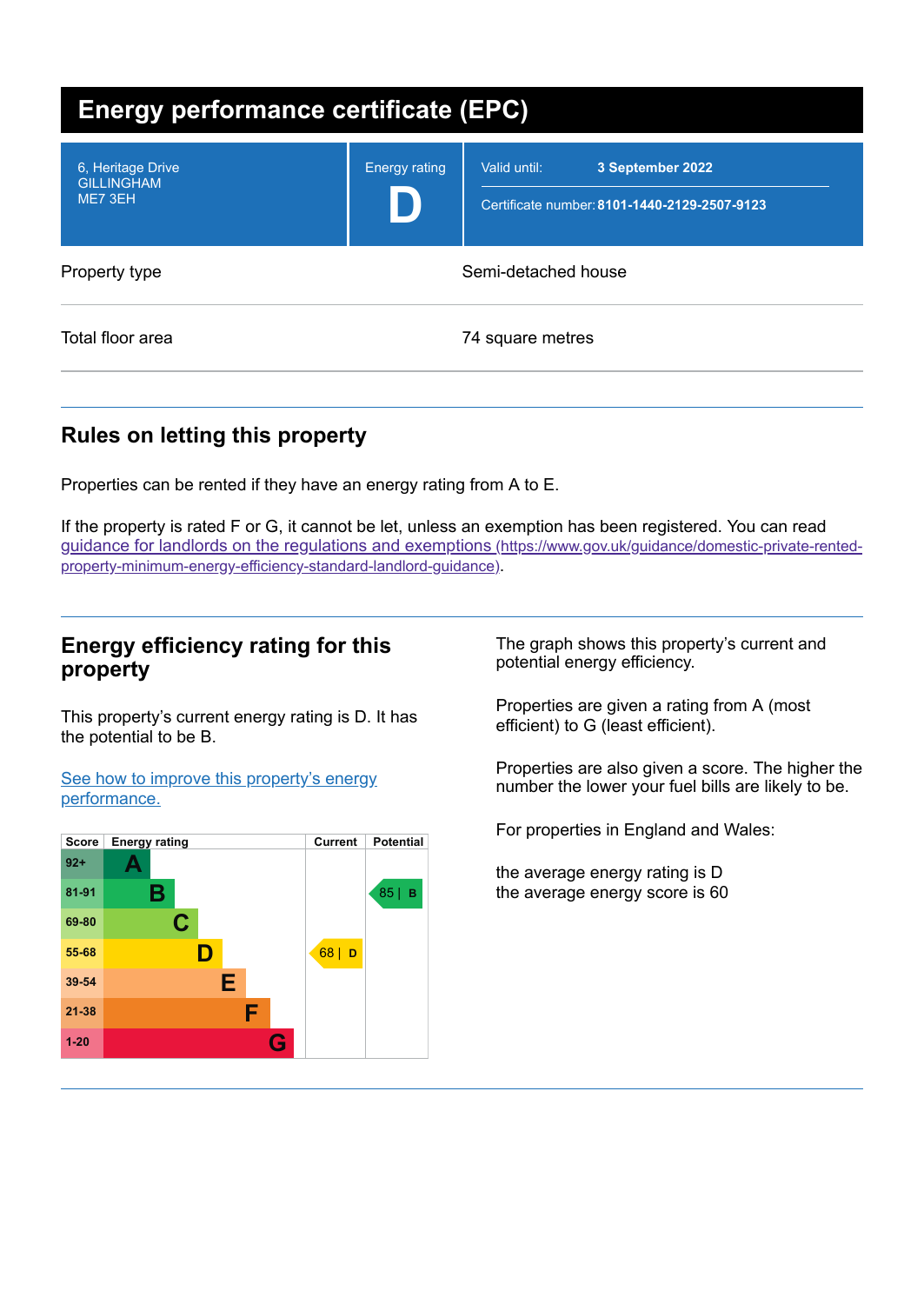# Energy performance certificate (EPC)

| 6, Heritage Drive<br>GILLINGHAM<br>ME7 3EH | Energy rating<br>**D** | Valid until: **3 September 2022**<br>Certificate number: **8101-1440-2129-2507-9123** |
|---|---|---|

| | |
|---|---|
| Property type | Semi-detached house |
| Total floor area | 74 square metres |

## Rules on letting this property

Properties can be rented if they have an energy rating from A to E.

If the property is rated F or G, it cannot be let, unless an exemption has been registered. You can read [guidance for landlords on the regulations and exemptions](https://www.gov.uk/guidance/domestic-private-rented-property-minimum-energy-efficiency-standard-landlord-guidance) (https://www.gov.uk/guidance/domestic-private-rented-property-minimum-energy-efficiency-standard-landlord-guidance).

## Energy efficiency rating for this property

This property's current energy rating is D. It has the potential to be B.

[See how to improve this property's energy performance.]()

| Score | Energy rating | Current | Potential |
|---|---|---|---|
| 92+ | A | | |
| 81-91 | B | | 85 \| B |
| 69-80 | C | | |
| 55-68 | D | 68 \| D | |
| 39-54 | E | | |
| 21-38 | F | | |
| 1-20 | G | | |

The graph shows this property's current and potential energy efficiency.

Properties are given a rating from A (most efficient) to G (least efficient).

Properties are also given a score. The higher the number the lower your fuel bills are likely to be.

For properties in England and Wales:

the average energy rating is D
the average energy score is 60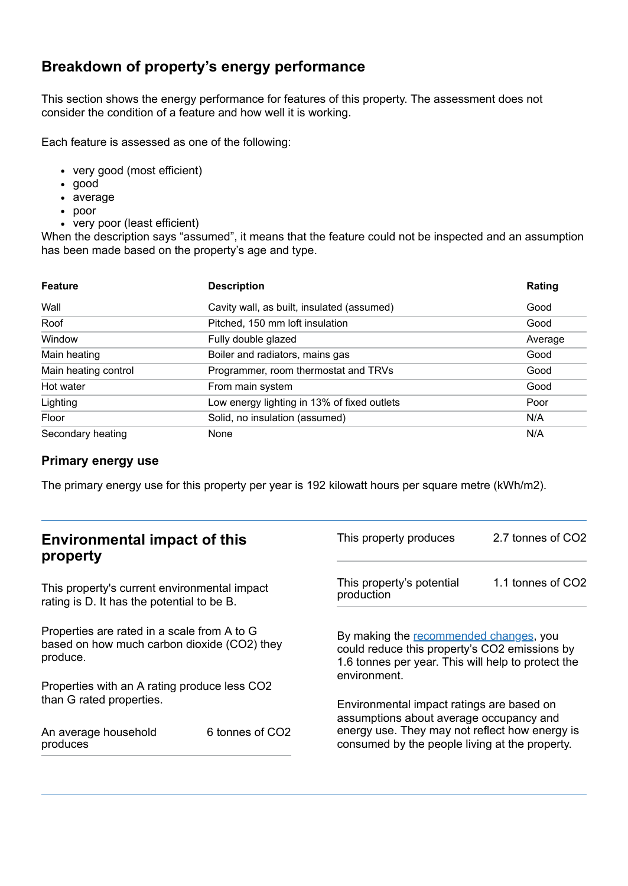## Breakdown of property's energy performance

This section shows the energy performance for features of this property. The assessment does not consider the condition of a feature and how well it is working.

Each feature is assessed as one of the following:

- very good (most efficient)
- good
- average
- poor
- very poor (least efficient)

When the description says "assumed", it means that the feature could not be inspected and an assumption has been made based on the property's age and type.

| Feature | Description | Rating |
| --- | --- | --- |
| Wall | Cavity wall, as built, insulated (assumed) | Good |
| Roof | Pitched, 150 mm loft insulation | Good |
| Window | Fully double glazed | Average |
| Main heating | Boiler and radiators, mains gas | Good |
| Main heating control | Programmer, room thermostat and TRVs | Good |
| Hot water | From main system | Good |
| Lighting | Low energy lighting in 13% of fixed outlets | Poor |
| Floor | Solid, no insulation (assumed) | N/A |
| Secondary heating | None | N/A |

### Primary energy use

The primary energy use for this property per year is 192 kilowatt hours per square metre (kWh/m2).

## Environmental impact of this property

This property's current environmental impact rating is D. It has the potential to be B.

Properties are rated in a scale from A to G based on how much carbon dioxide ($CO_2$) they produce.

Properties with an A rating produce less $CO_2$ than G rated properties.

| | |
| --- | --- |
| An average household produces | 6 tonnes of $CO_2$ |

| | |
| --- | --- |
| This property produces | 2.7 tonnes of $CO_2$ |
| This property's potential production | 1.1 tonnes of $CO_2$ |

By making the recommended changes, you could reduce this property's $CO_2$ emissions by 1.6 tonnes per year. This will help to protect the environment.

Environmental impact ratings are based on assumptions about average occupancy and energy use. They may not reflect how energy is consumed by the people living at the property.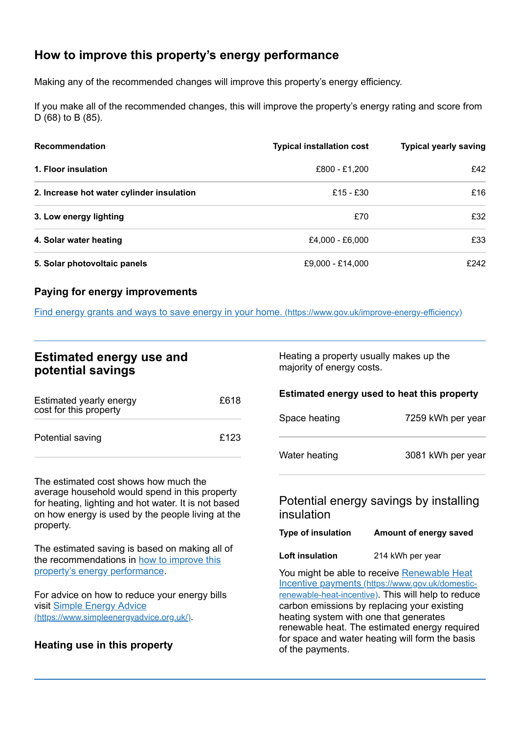## How to improve this property's energy performance

Making any of the recommended changes will improve this property's energy efficiency.

If you make all of the recommended changes, this will improve the property's energy rating and score from D (68) to B (85).

| Recommendation | Typical installation cost | Typical yearly saving |
| --- | --- | --- |
| **1. Floor insulation** | £800 - £1,200 | £42 |
| **2. Increase hot water cylinder insulation** | £15 - £30 | £16 |
| **3. Low energy lighting** | £70 | £32 |
| **4. Solar water heating** | £4,000 - £6,000 | £33 |
| **5. Solar photovoltaic panels** | £9,000 - £14,000 | £242 |

### Paying for energy improvements

[Find energy grants and ways to save energy in your home.](https://www.gov.uk/improve-energy-efficiency) (https://www.gov.uk/improve-energy-efficiency)

## Estimated energy use and potential savings

| | |
| --- | --- |
| Estimated yearly energy cost for this property | £618 |
| Potential saving | £123 |

The estimated cost shows how much the average household would spend in this property for heating, lighting and hot water. It is not based on how energy is used by the people living at the property.

The estimated saving is based on making all of the recommendations in [how to improve this property's energy performance](#).

For advice on how to reduce your energy bills visit [Simple Energy Advice](https://www.simpleenergyadvice.org.uk/) (https://www.simpleenergyadvice.org.uk/).

### Heating use in this property

Heating a property usually makes up the majority of energy costs.

**Estimated energy used to heat this property**

| | |
| --- | --- |
| Space heating | 7259 kWh per year |
| Water heating | 3081 kWh per year |

### Potential energy savings by installing insulation

| Type of insulation | Amount of energy saved |
| --- | --- |
| **Loft insulation** | 214 kWh per year |

You might be able to receive [Renewable Heat Incentive payments](https://www.gov.uk/domestic-renewable-heat-incentive) (https://www.gov.uk/domestic-renewable-heat-incentive). This will help to reduce carbon emissions by replacing your existing heating system with one that generates renewable heat. The estimated energy required for space and water heating will form the basis of the payments.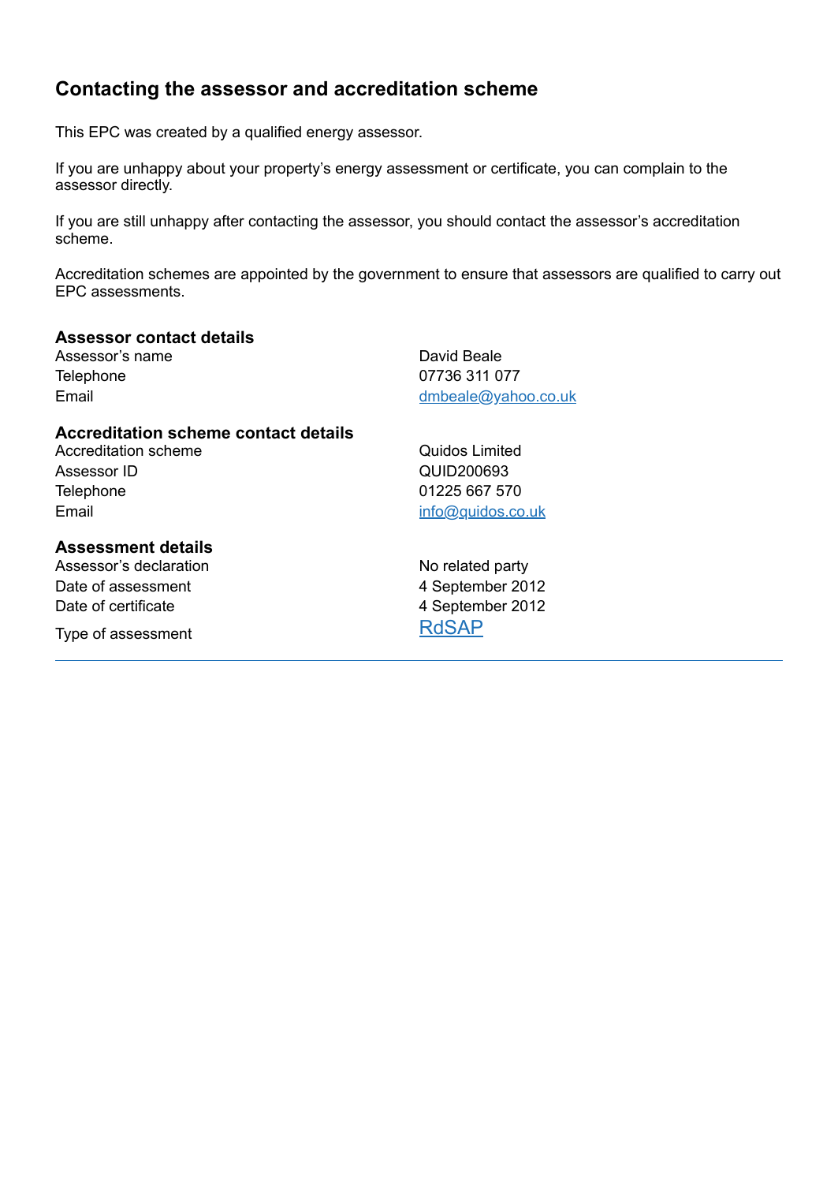## Contacting the assessor and accreditation scheme

This EPC was created by a qualified energy assessor.

If you are unhappy about your property's energy assessment or certificate, you can complain to the assessor directly.

If you are still unhappy after contacting the assessor, you should contact the assessor's accreditation scheme.

Accreditation schemes are appointed by the government to ensure that assessors are qualified to carry out EPC assessments.

### Assessor contact details

| | |
|---|---|
| Assessor's name | David Beale |
| Telephone | 07736 311 077 |
| Email | dmbeale@yahoo.co.uk |

### Accreditation scheme contact details

| | |
|---|---|
| Accreditation scheme | Quidos Limited |
| Assessor ID | QUID200693 |
| Telephone | 01225 667 570 |
| Email | info@quidos.co.uk |

### Assessment details

| | |
|---|---|
| Assessor's declaration | No related party |
| Date of assessment | 4 September 2012 |
| Date of certificate | 4 September 2012 |
| Type of assessment | RdSAP |